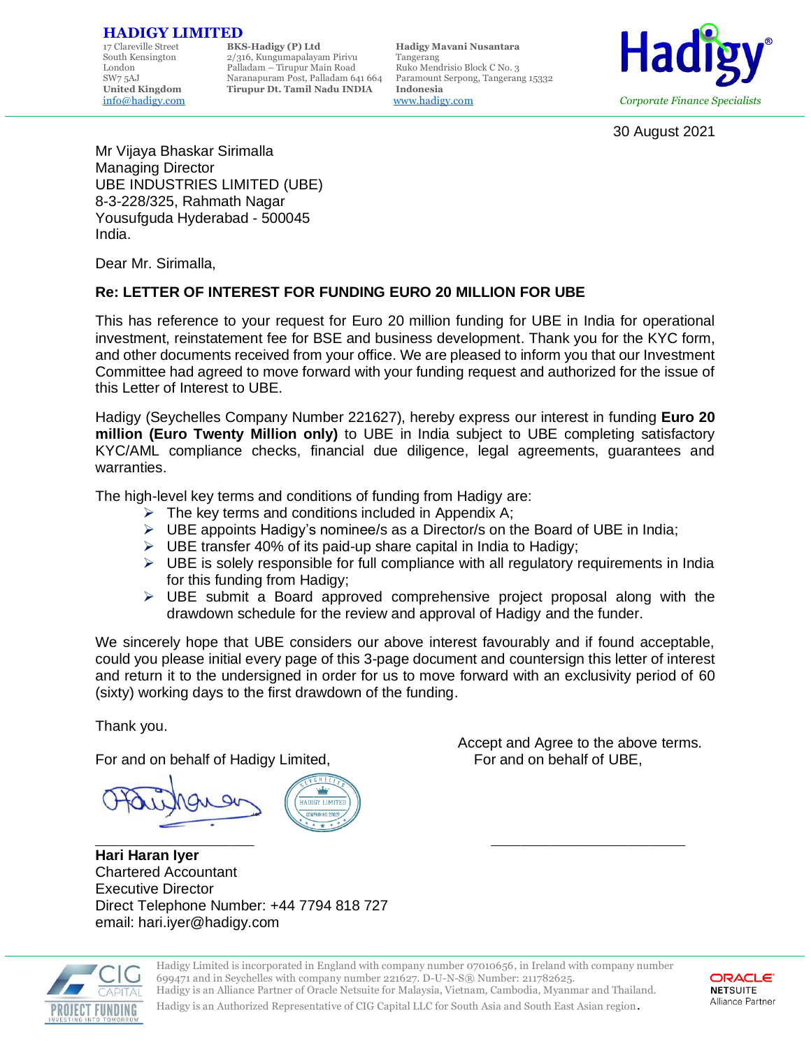**HADIGY LIMITED**

17 Clareville Street
South Kensington
London
SW7 5AJ
**United Kingdom**
info@hadigy.com

**BKS-Hadigy (P) Ltd**
2/316, Kungumapalayam Pirivu
Palladam – Tirupur Main Road
Naranapuram Post, Palladam 641 664
**Tirupur Dt. Tamil Nadu INDIA**

**Hadigy Mavani Nusantara**
Tangerang
Ruko Mendrisio Block C No. 3
Paramount Serpong, Tangerang 15332
**Indonesia**
www.hadigy.com

**Hadigy®**
*Corporate Finance Specialists*

30 August 2021

Mr Vijaya Bhaskar Sirimalla
Managing Director
UBE INDUSTRIES LIMITED (UBE)
8-3-228/325, Rahmath Nagar
Yousufguda Hyderabad - 500045
India.

Dear Mr. Sirimalla,

**Re: LETTER OF INTEREST FOR FUNDING EURO 20 MILLION FOR UBE**

This has reference to your request for Euro 20 million funding for UBE in India for operational investment, reinstatement fee for BSE and business development. Thank you for the KYC form, and other documents received from your office. We are pleased to inform you that our Investment Committee had agreed to move forward with your funding request and authorized for the issue of this Letter of Interest to UBE.

Hadigy (Seychelles Company Number 221627), hereby express our interest in funding **Euro 20 million (Euro Twenty Million only)** to UBE in India subject to UBE completing satisfactory KYC/AML compliance checks, financial due diligence, legal agreements, guarantees and warranties.

The high-level key terms and conditions of funding from Hadigy are:

- The key terms and conditions included in Appendix A;
- UBE appoints Hadigy's nominee/s as a Director/s on the Board of UBE in India;
- UBE transfer 40% of its paid-up share capital in India to Hadigy;
- UBE is solely responsible for full compliance with all regulatory requirements in India for this funding from Hadigy;
- UBE submit a Board approved comprehensive project proposal along with the drawdown schedule for the review and approval of Hadigy and the funder.

We sincerely hope that UBE considers our above interest favourably and if found acceptable, could you please initial every page of this 3-page document and countersign this letter of interest and return it to the undersigned in order for us to move forward with an exclusivity period of 60 (sixty) working days to the first drawdown of the funding.

Thank you.

For and on behalf of Hadigy Limited,

[Signature] [Stamp: SEYCHELLES HADIGY LIMITED COMPANY NO. 221627]

\_\_\_\_\_\_\_\_\_\_\_\_\_\_\_\_\_\_\_\_\_\_\_\_
**Hari Haran Iyer**
Chartered Accountant
Executive Director
Direct Telephone Number: +44 7794 818 727
email: hari.iyer@hadigy.com

Accept and Agree to the above terms.
For and on behalf of UBE,

\_\_\_\_\_\_\_\_\_\_\_\_\_\_\_\_\_\_\_\_\_\_\_\_

Hadigy Limited is incorporated in England with company number 07010656, in Ireland with company number 699471 and in Seychelles with company number 221627. D-U-N-S® Number: 211782625.
Hadigy is an Alliance Partner of Oracle Netsuite for Malaysia, Vietnam, Cambodia, Myanmar and Thailand.
Hadigy is an Authorized Representative of CIG Capital LLC for South Asia and South East Asian region.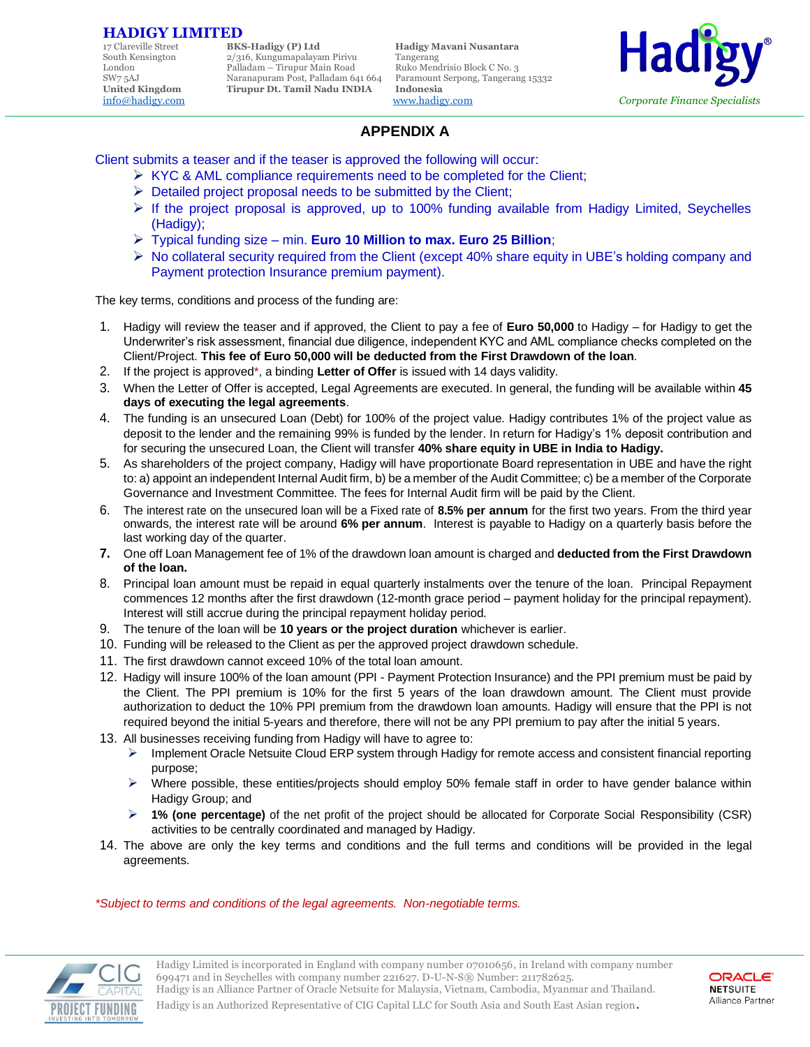# HADIGY LIMITED

17 Clareville Street
South Kensington
London
SW7 5AJ
**United Kingdom**
info@hadigy.com

**BKS-Hadigy (P) Ltd**
2/316, Kungumapalayam Pirivu
Palladam – Tirupur Main Road
Naranapuram Post, Palladam 641 664
**Tirupur Dt. Tamil Nadu INDIA**

**Hadigy Mavani Nusantara**
Tangerang
Ruko Mendrisio Block C No. 3
Paramount Serpong, Tangerang 15332
**Indonesia**
www.hadigy.com

Hadigy
*Corporate Finance Specialists*

## APPENDIX A

Client submits a teaser and if the teaser is approved the following will occur:

- KYC & AML compliance requirements need to be completed for the Client;
- Detailed project proposal needs to be submitted by the Client;
- If the project proposal is approved, up to 100% funding available from Hadigy Limited, Seychelles (Hadigy);
- Typical funding size – min. **Euro 10 Million to max. Euro 25 Billion**;
- No collateral security required from the Client (except 40% share equity in UBE's holding company and Payment protection Insurance premium payment).

The key terms, conditions and process of the funding are:

1. Hadigy will review the teaser and if approved, the Client to pay a fee of **Euro 50,000** to Hadigy – for Hadigy to get the Underwriter's risk assessment, financial due diligence, independent KYC and AML compliance checks completed on the Client/Project. **This fee of Euro 50,000 will be deducted from the First Drawdown of the loan**.
2. If the project is approved*, a binding **Letter of Offer** is issued with 14 days validity.
3. When the Letter of Offer is accepted, Legal Agreements are executed. In general, the funding will be available within **45 days of executing the legal agreements**.
4. The funding is an unsecured Loan (Debt) for 100% of the project value. Hadigy contributes 1% of the project value as deposit to the lender and the remaining 99% is funded by the lender. In return for Hadigy's 1% deposit contribution and for securing the unsecured Loan, the Client will transfer **40% share equity in UBE in India to Hadigy.**
5. As shareholders of the project company, Hadigy will have proportionate Board representation in UBE and have the right to: a) appoint an independent Internal Audit firm, b) be a member of the Audit Committee; c) be a member of the Corporate Governance and Investment Committee. The fees for Internal Audit firm will be paid by the Client.
6. The interest rate on the unsecured loan will be a Fixed rate of **8.5% per annum** for the first two years. From the third year onwards, the interest rate will be around **6% per annum**. Interest is payable to Hadigy on a quarterly basis before the last working day of the quarter.
7. One off Loan Management fee of 1% of the drawdown loan amount is charged and **deducted from the First Drawdown of the loan.**
8. Principal loan amount must be repaid in equal quarterly instalments over the tenure of the loan. Principal Repayment commences 12 months after the first drawdown (12-month grace period – payment holiday for the principal repayment). Interest will still accrue during the principal repayment holiday period.
9. The tenure of the loan will be **10 years or the project duration** whichever is earlier.
10. Funding will be released to the Client as per the approved project drawdown schedule.
11. The first drawdown cannot exceed 10% of the total loan amount.
12. Hadigy will insure 100% of the loan amount (PPI - Payment Protection Insurance) and the PPI premium must be paid by the Client. The PPI premium is 10% for the first 5 years of the loan drawdown amount. The Client must provide authorization to deduct the 10% PPI premium from the drawdown loan amounts. Hadigy will ensure that the PPI is not required beyond the initial 5-years and therefore, there will not be any PPI premium to pay after the initial 5 years.
13. All businesses receiving funding from Hadigy will have to agree to:
    - Implement Oracle Netsuite Cloud ERP system through Hadigy for remote access and consistent financial reporting purpose;
    - Where possible, these entities/projects should employ 50% female staff in order to have gender balance within Hadigy Group; and
    - **1% (one percentage)** of the net profit of the project should be allocated for Corporate Social Responsibility (CSR) activities to be centrally coordinated and managed by Hadigy.
14. The above are only the key terms and conditions and the full terms and conditions will be provided in the legal agreements.

*\*Subject to terms and conditions of the legal agreements. Non-negotiable terms.*

Hadigy Limited is incorporated in England with company number 07010656, in Ireland with company number 699471 and in Seychelles with company number 221627. D-U-N-S® Number: 211782625.
Hadigy is an Alliance Partner of Oracle Netsuite for Malaysia, Vietnam, Cambodia, Myanmar and Thailand.
Hadigy is an Authorized Representative of CIG Capital LLC for South Asia and South East Asian region.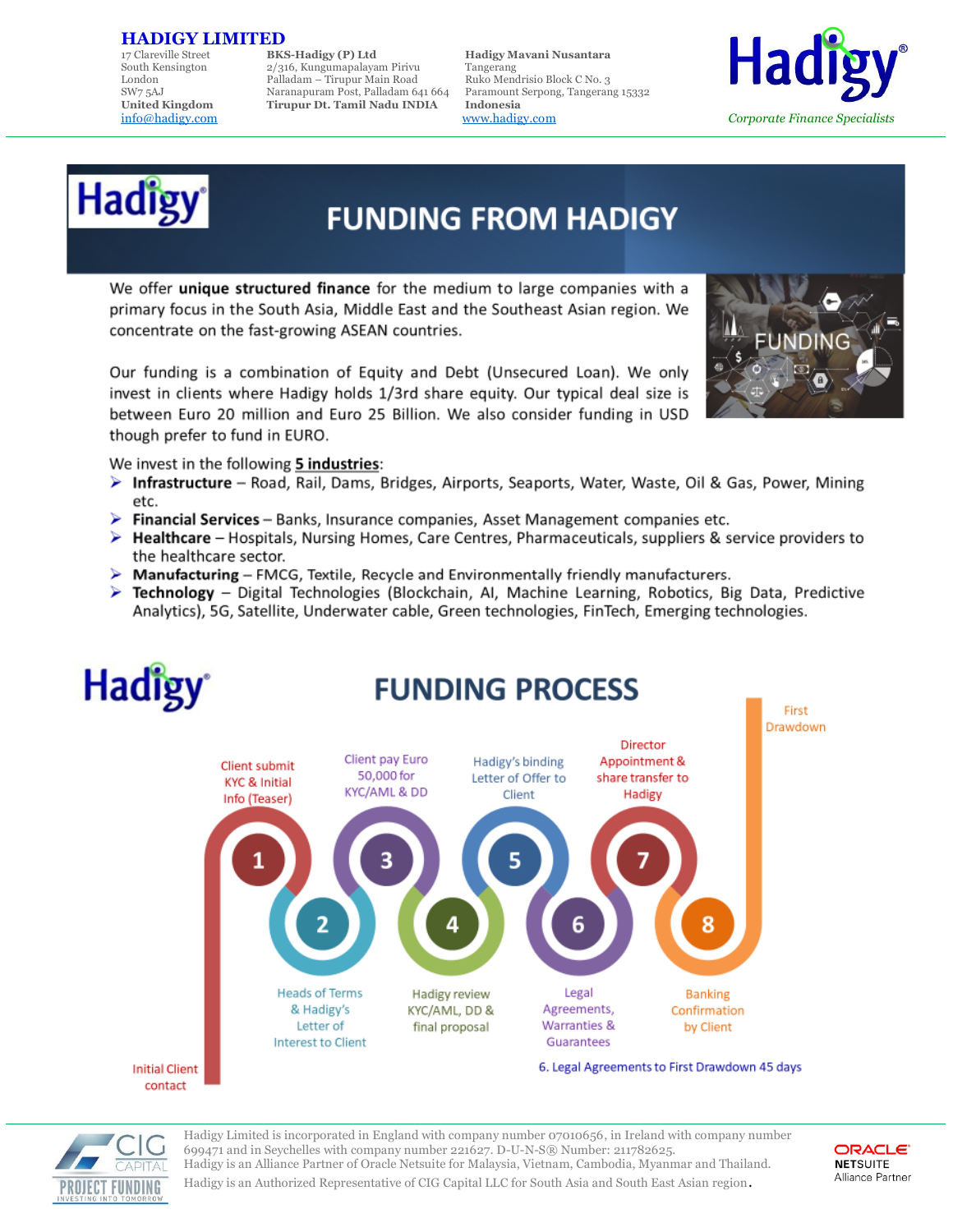**HADIGY LIMITED**
17 Clareville Street
South Kensington
London
SW7 5AJ
**United Kingdom**
info@hadigy.com

**BKS-Hadigy (P) Ltd**
2/316, Kungumapalayam Pirivu
Palladam – Tirupur Main Road
Naranapuram Post, Palladam 641 664
**Tirupur Dt. Tamil Nadu INDIA**

**Hadigy Mavani Nusantara**
Tangerang
Ruko Mendrisio Block C No. 3
Paramount Serpong, Tangerang 15332
**Indonesia**
www.hadigy.com

*Corporate Finance Specialists*

# FUNDING FROM HADIGY

We offer **unique structured finance** for the medium to large companies with a primary focus in the South Asia, Middle East and the Southeast Asian region. We concentrate on the fast-growing ASEAN countries.

Our funding is a combination of Equity and Debt (Unsecured Loan). We only invest in clients where Hadigy holds 1/3rd share equity. Our typical deal size is between Euro 20 million and Euro 25 Billion. We also consider funding in USD though prefer to fund in EURO.

We invest in the following **5 industries**:

- **Infrastructure** – Road, Rail, Dams, Bridges, Airports, Seaports, Water, Waste, Oil & Gas, Power, Mining etc.
- **Financial Services** – Banks, Insurance companies, Asset Management companies etc.
- **Healthcare** – Hospitals, Nursing Homes, Care Centres, Pharmaceuticals, suppliers & service providers to the healthcare sector.
- **Manufacturing** – FMCG, Textile, Recycle and Environmentally friendly manufacturers.
- **Technology** – Digital Technologies (Blockchain, AI, Machine Learning, Robotics, Big Data, Predictive Analytics), 5G, Satellite, Underwater cable, Green technologies, FinTech, Emerging technologies.

# FUNDING PROCESS

Initial Client contact

1. Client submit KYC & Initial Info (Teaser)
2. Heads of Terms & Hadigy's Letter of Interest to Client
3. Client pay Euro 50,000 for KYC/AML & DD
4. Hadigy review KYC/AML, DD & final proposal
5. Hadigy's binding Letter of Offer to Client
6. Legal Agreements, Warranties & Guarantees
7. Director Appointment & share transfer to Hadigy
8. Banking Confirmation by Client

First Drawdown

6. Legal Agreements to First Drawdown 45 days

---

Hadigy Limited is incorporated in England with company number 07010656, in Ireland with company number 699471 and in Seychelles with company number 221627. D-U-N-S® Number: 211782625.
Hadigy is an Alliance Partner of Oracle Netsuite for Malaysia, Vietnam, Cambodia, Myanmar and Thailand.
Hadigy is an Authorized Representative of CIG Capital LLC for South Asia and South East Asian region.